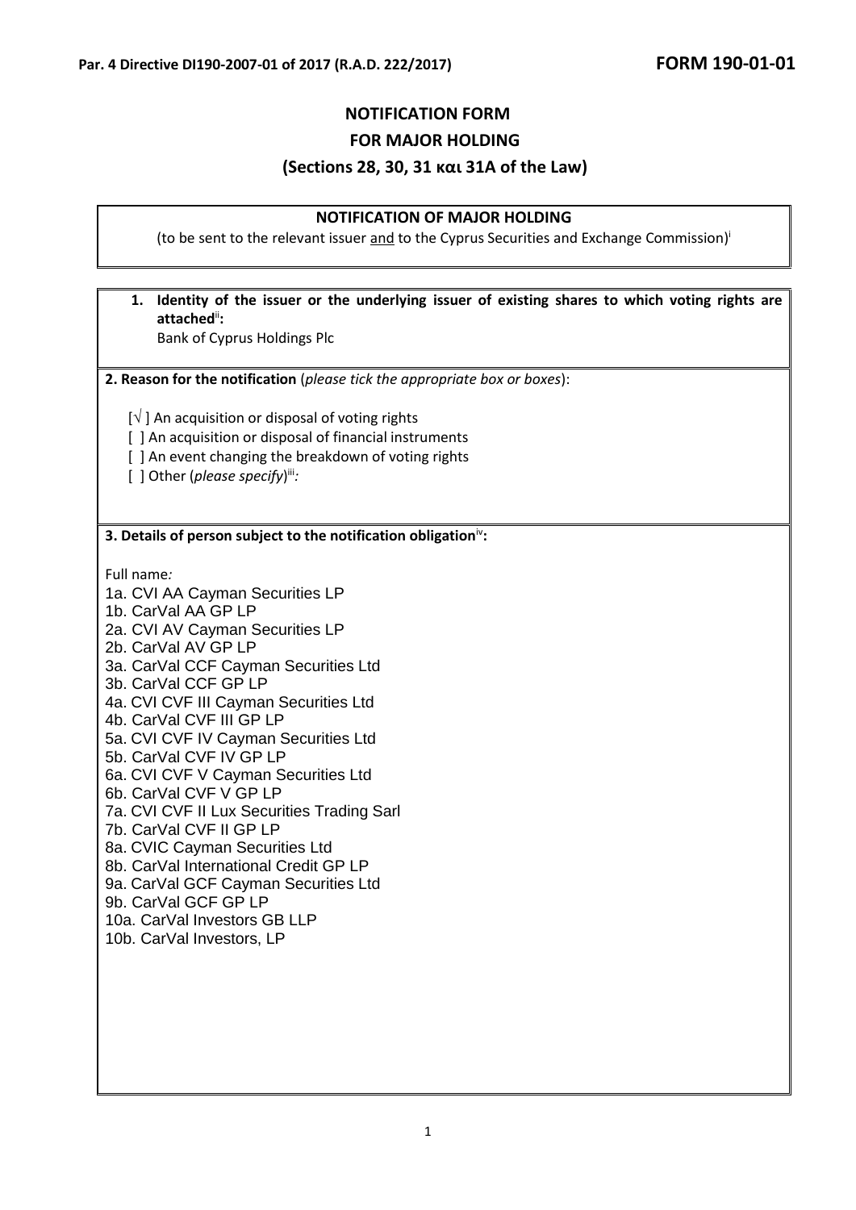**Par. 4 Directive DI190-2007-01 of 2017 (R.A.D. 222/2017)** **FORM 190-01-01**

# NOTIFICATION FORM
# FOR MAJOR HOLDING
# (Sections 28, 30, 31 και 31A of the Law)

## NOTIFICATION OF MAJOR HOLDING

(to be sent to the relevant issuer and to the Cyprus Securities and Exchange Commission)[i]

**1. Identity of the issuer or the underlying issuer of existing shares to which voting rights are attached[ii]:**

Bank of Cyprus Holdings Plc

**2. Reason for the notification** (*please tick the appropriate box or boxes*):

[√ ] An acquisition or disposal of voting rights
[ ] An acquisition or disposal of financial instruments
[ ] An event changing the breakdown of voting rights
[ ] Other (*please specify*)[iii]*:*

**3. Details of person subject to the notification obligation[iv]:**

Full name*:*

1a. CVI AA Cayman Securities LP
1b. CarVal AA GP LP
2a. CVI AV Cayman Securities LP
2b. CarVal AV GP LP
3a. CarVal CCF Cayman Securities Ltd
3b. CarVal CCF GP LP
4a. CVI CVF III Cayman Securities Ltd
4b. CarVal CVF III GP LP
5a. CVI CVF IV Cayman Securities Ltd
5b. CarVal CVF IV GP LP
6a. CVI CVF V Cayman Securities Ltd
6b. CarVal CVF V GP LP
7a. CVI CVF II Lux Securities Trading Sarl
7b. CarVal CVF II GP LP
8a. CVIC Cayman Securities Ltd
8b. CarVal International Credit GP LP
9a. CarVal GCF Cayman Securities Ltd
9b. CarVal GCF GP LP
10a. CarVal Investors GB LLP
10b. CarVal Investors, LP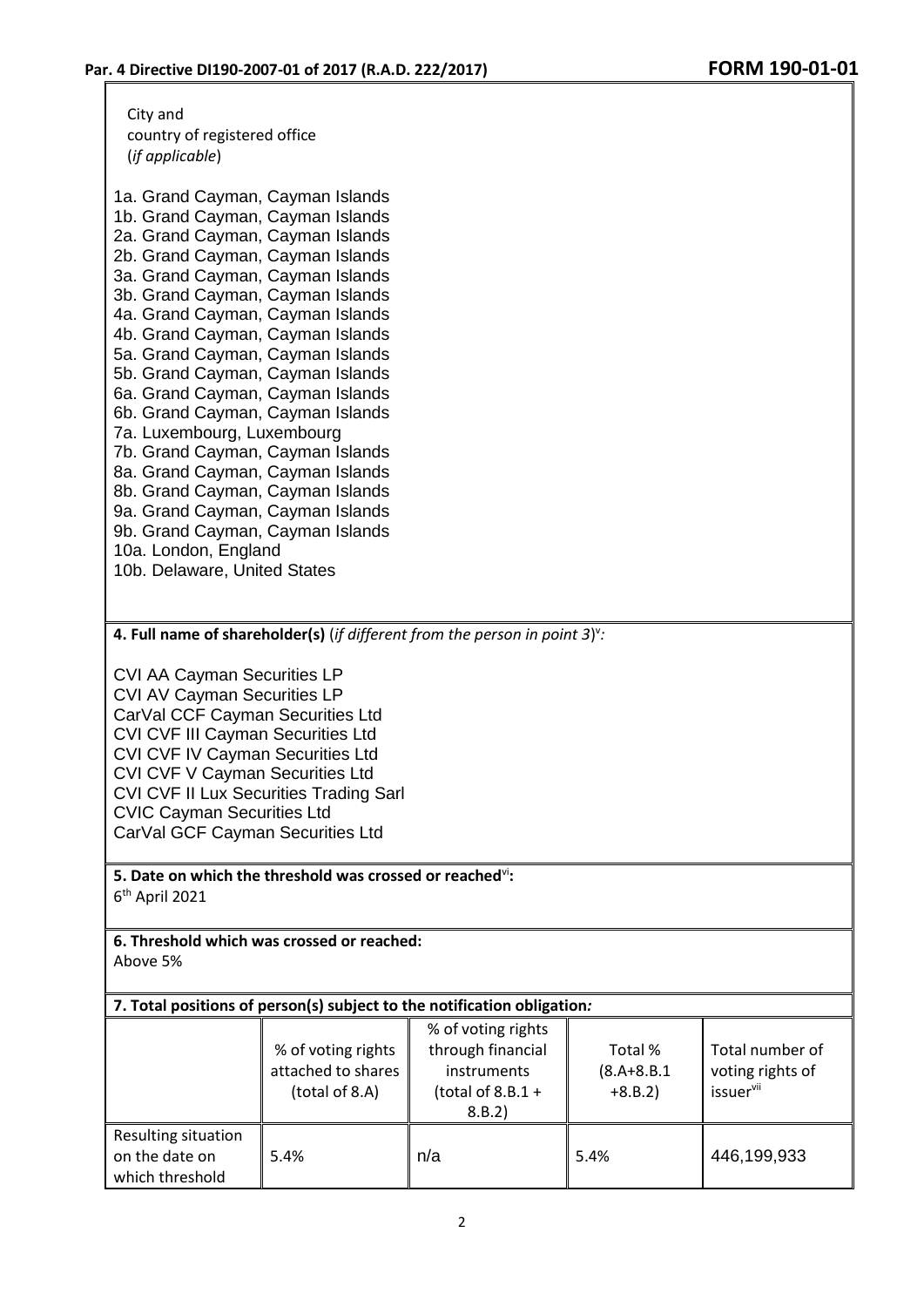City and
country of registered office
(*if applicable*)

1a. Grand Cayman, Cayman Islands
1b. Grand Cayman, Cayman Islands
2a. Grand Cayman, Cayman Islands
2b. Grand Cayman, Cayman Islands
3a. Grand Cayman, Cayman Islands
3b. Grand Cayman, Cayman Islands
4a. Grand Cayman, Cayman Islands
4b. Grand Cayman, Cayman Islands
5a. Grand Cayman, Cayman Islands
5b. Grand Cayman, Cayman Islands
6a. Grand Cayman, Cayman Islands
6b. Grand Cayman, Cayman Islands
7a. Luxembourg, Luxembourg
7b. Grand Cayman, Cayman Islands
8a. Grand Cayman, Cayman Islands
8b. Grand Cayman, Cayman Islands
9a. Grand Cayman, Cayman Islands
9b. Grand Cayman, Cayman Islands
10a. London, England
10b. Delaware, United States

**4. Full name of shareholder(s)** (*if different from the person in point 3*)[v]*:*

CVI AA Cayman Securities LP
CVI AV Cayman Securities LP
CarVal CCF Cayman Securities Ltd
CVI CVF III Cayman Securities Ltd
CVI CVF IV Cayman Securities Ltd
CVI CVF V Cayman Securities Ltd
CVI CVF II Lux Securities Trading Sarl
CVIC Cayman Securities Ltd
CarVal GCF Cayman Securities Ltd

**5. Date on which the threshold was crossed or reached**[vi]**:**
6th April 2021

**6. Threshold which was crossed or reached:**
Above 5%

**7. Total positions of person(s) subject to the notification obligation***:*

| | % of voting rights attached to shares (total of 8.A) | % of voting rights through financial instruments (total of 8.B.1 + 8.B.2) | Total % (8.A+8.B.1 +8.B.2) | Total number of voting rights of issuer[vii] |
|---|---|---|---|---|
| Resulting situation on the date on which threshold | 5.4% | n/a | 5.4% | 446,199,933 |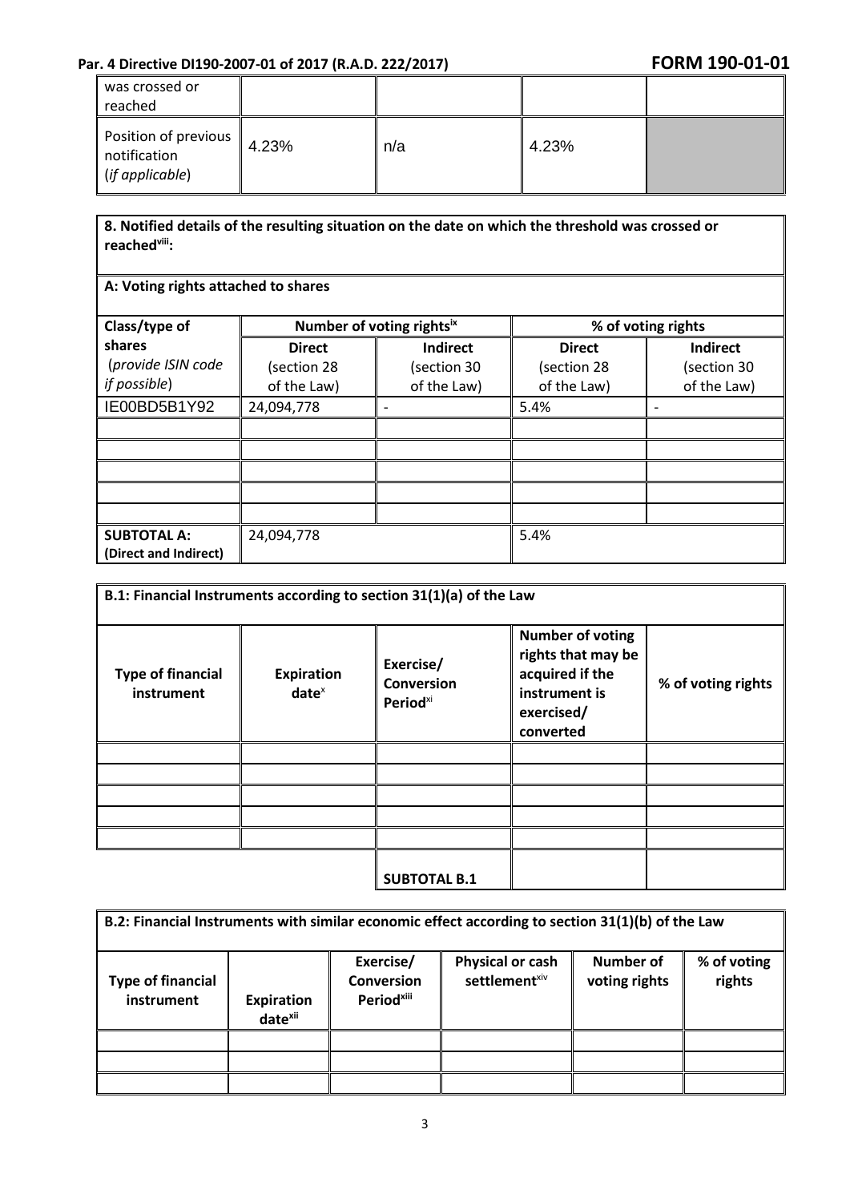| was crossed or reached | | | | |
|---|---|---|---|---|
| Position of previous notification (*if applicable*) | 4.23% | n/a | 4.23% | |

**8. Notified details of the resulting situation on the date on which the threshold was crossed or reached[viii]:**

**A: Voting rights attached to shares**

| **Class/type of shares** (*provide ISIN code if possible*) | **Number of voting rights[ix]** | | **% of voting rights** | |
|---|---|---|---|---|
| | **Direct** (section 28 of the Law) | **Indirect** (section 30 of the Law) | **Direct** (section 28 of the Law) | **Indirect** (section 30 of the Law) |
| IE00BD5B1Y92 | 24,094,778 | - | 5.4% | - |
| | | | | |
| | | | | |
| | | | | |
| | | | | |
| | | | | |
| **SUBTOTAL A: (Direct and Indirect)** | 24,094,778 | | 5.4% | |

**B.1: Financial Instruments according to section 31(1)(a) of the Law**

| **Type of financial instrument** | **Expiration date[x]** | **Exercise/ Conversion Period[xi]** | **Number of voting rights that may be acquired if the instrument is exercised/ converted** | **% of voting rights** |
|---|---|---|---|---|
| | | | | |
| | | | | |
| | | | | |
| | | | | |
| | | | | |
| | | **SUBTOTAL B.1** | | |

**B.2: Financial Instruments with similar economic effect according to section 31(1)(b) of the Law**

| **Type of financial instrument** | **Expiration date[xii]** | **Exercise/ Conversion Period[xiii]** | **Physical or cash settlement[xiv]** | **Number of voting rights** | **% of voting rights** |
|---|---|---|---|---|---|
| | | | | | |
| | | | | | |
| | | | | | |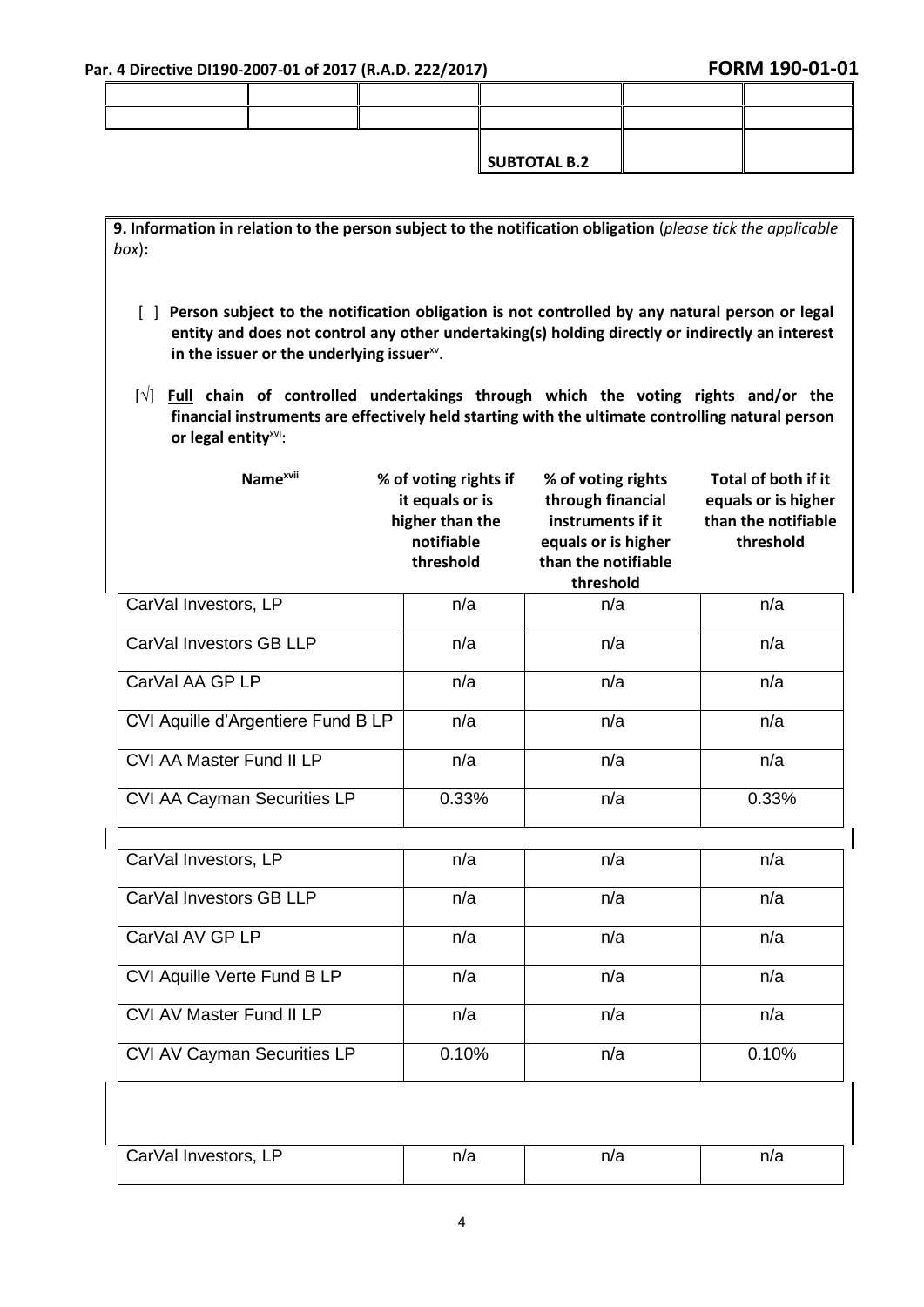| | | | | | |
|---|---|---|---|---|---|
| | | | | | |
| | | | | | |
| | | | **SUBTOTAL B.2** | | |

**9. Information in relation to the person subject to the notification obligation** (*please tick the applicable box*)**:**

[ ] **Person subject to the notification obligation is not controlled by any natural person or legal entity and does not control any other undertaking(s) holding directly or indirectly an interest in the issuer or the underlying issuer**[xv].

[√] **Full chain of controlled undertakings through which the voting rights and/or the financial instruments are effectively held starting with the ultimate controlling natural person or legal entity**[xvi]:

| Name[xvii] | % of voting rights if it equals or is higher than the notifiable threshold | % of voting rights through financial instruments if it equals or is higher than the notifiable threshold | Total of both if it equals or is higher than the notifiable threshold |
|---|---|---|---|
| CarVal Investors, LP | n/a | n/a | n/a |
| CarVal Investors GB LLP | n/a | n/a | n/a |
| CarVal AA GP LP | n/a | n/a | n/a |
| CVI Aquille d'Argentiere Fund B LP | n/a | n/a | n/a |
| CVI AA Master Fund II LP | n/a | n/a | n/a |
| CVI AA Cayman Securities LP | 0.33% | n/a | 0.33% |
| | | | |
| CarVal Investors, LP | n/a | n/a | n/a |
| CarVal Investors GB LLP | n/a | n/a | n/a |
| CarVal AV GP LP | n/a | n/a | n/a |
| CVI Aquille Verte Fund B LP | n/a | n/a | n/a |
| CVI AV Master Fund II LP | n/a | n/a | n/a |
| CVI AV Cayman Securities LP | 0.10% | n/a | 0.10% |
| | | | |
| CarVal Investors, LP | n/a | n/a | n/a |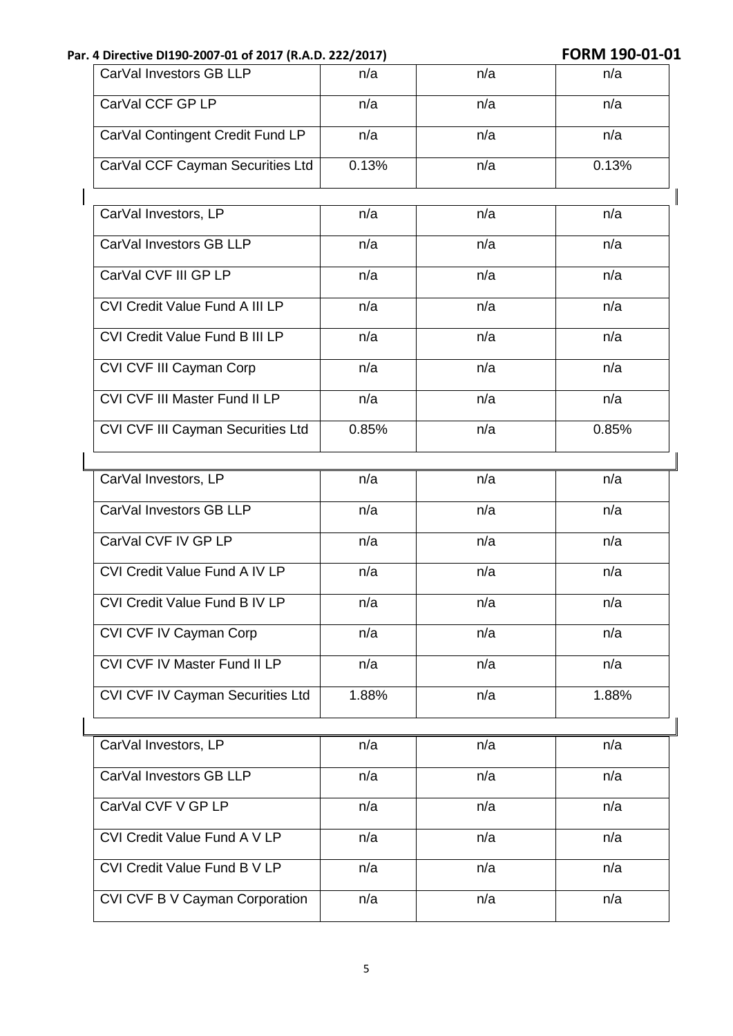| | | | |
|---|---|---|---|
| CarVal Investors GB LLP | n/a | n/a | n/a |
| CarVal CCF GP LP | n/a | n/a | n/a |
| CarVal Contingent Credit Fund LP | n/a | n/a | n/a |
| CarVal CCF Cayman Securities Ltd | 0.13% | n/a | 0.13% |

| | | | |
|---|---|---|---|
| CarVal Investors, LP | n/a | n/a | n/a |
| CarVal Investors GB LLP | n/a | n/a | n/a |
| CarVal CVF III GP LP | n/a | n/a | n/a |
| CVI Credit Value Fund A III LP | n/a | n/a | n/a |
| CVI Credit Value Fund B III LP | n/a | n/a | n/a |
| CVI CVF III Cayman Corp | n/a | n/a | n/a |
| CVI CVF III Master Fund II LP | n/a | n/a | n/a |
| CVI CVF III Cayman Securities Ltd | 0.85% | n/a | 0.85% |

| | | | |
|---|---|---|---|
| CarVal Investors, LP | n/a | n/a | n/a |
| CarVal Investors GB LLP | n/a | n/a | n/a |
| CarVal CVF IV GP LP | n/a | n/a | n/a |
| CVI Credit Value Fund A IV LP | n/a | n/a | n/a |
| CVI Credit Value Fund B IV LP | n/a | n/a | n/a |
| CVI CVF IV Cayman Corp | n/a | n/a | n/a |
| CVI CVF IV Master Fund II LP | n/a | n/a | n/a |
| CVI CVF IV Cayman Securities Ltd | 1.88% | n/a | 1.88% |

| | | | |
|---|---|---|---|
| CarVal Investors, LP | n/a | n/a | n/a |
| CarVal Investors GB LLP | n/a | n/a | n/a |
| CarVal CVF V GP LP | n/a | n/a | n/a |
| CVI Credit Value Fund A V LP | n/a | n/a | n/a |
| CVI Credit Value Fund B V LP | n/a | n/a | n/a |
| CVI CVF B V Cayman Corporation | n/a | n/a | n/a |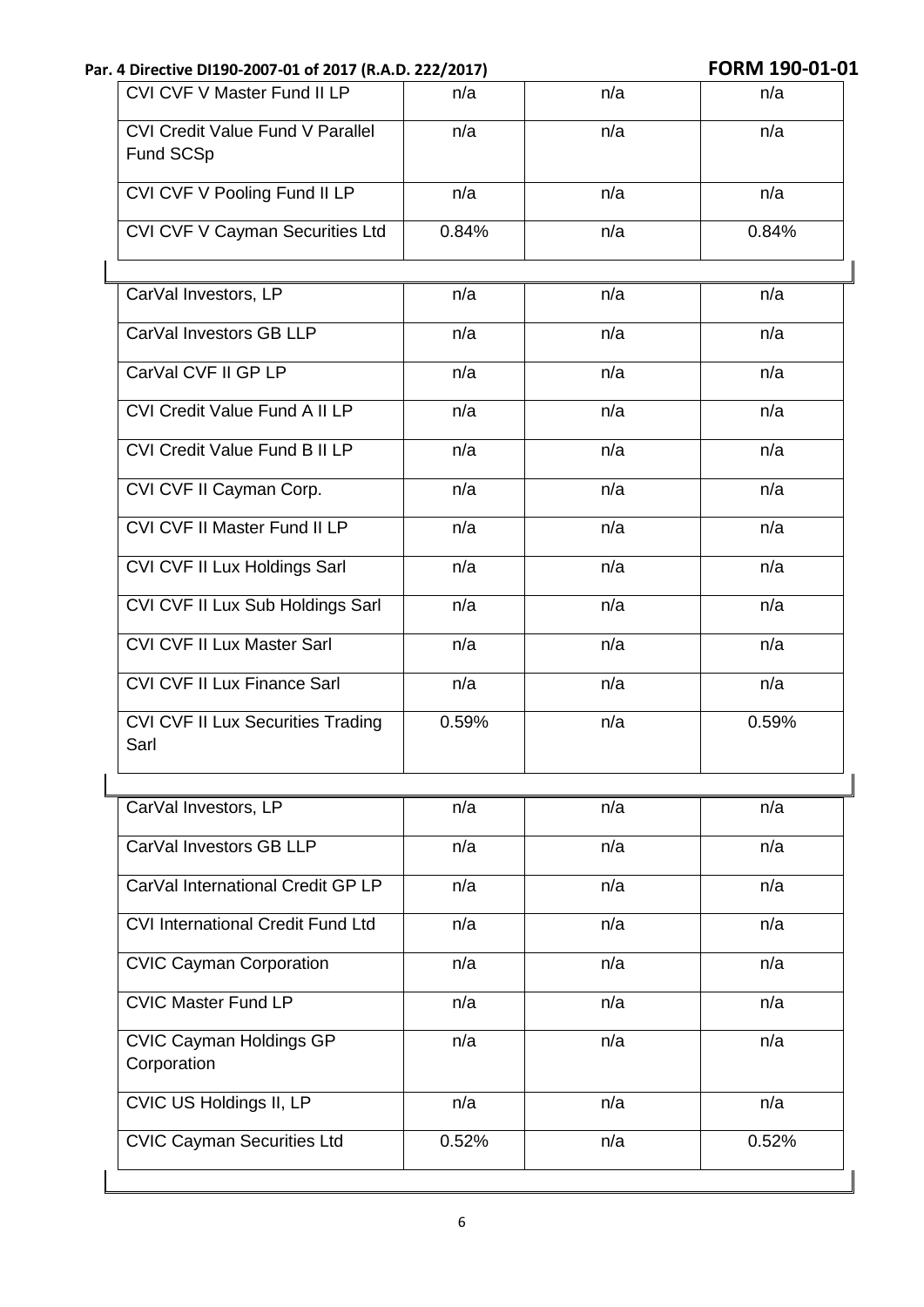| | | | |
|---|---|---|---|
| CVI CVF V Master Fund II LP | n/a | n/a | n/a |
| CVI Credit Value Fund V Parallel Fund SCSp | n/a | n/a | n/a |
| CVI CVF V Pooling Fund II LP | n/a | n/a | n/a |
| CVI CVF V Cayman Securities Ltd | 0.84% | n/a | 0.84% |

| | | | |
|---|---|---|---|
| CarVal Investors, LP | n/a | n/a | n/a |
| CarVal Investors GB LLP | n/a | n/a | n/a |
| CarVal CVF II GP LP | n/a | n/a | n/a |
| CVI Credit Value Fund A II LP | n/a | n/a | n/a |
| CVI Credit Value Fund B II LP | n/a | n/a | n/a |
| CVI CVF II Cayman Corp. | n/a | n/a | n/a |
| CVI CVF II Master Fund II LP | n/a | n/a | n/a |
| CVI CVF II Lux Holdings Sarl | n/a | n/a | n/a |
| CVI CVF II Lux Sub Holdings Sarl | n/a | n/a | n/a |
| CVI CVF II Lux Master Sarl | n/a | n/a | n/a |
| CVI CVF II Lux Finance Sarl | n/a | n/a | n/a |
| CVI CVF II Lux Securities Trading Sarl | 0.59% | n/a | 0.59% |

| | | | |
|---|---|---|---|
| CarVal Investors, LP | n/a | n/a | n/a |
| CarVal Investors GB LLP | n/a | n/a | n/a |
| CarVal International Credit GP LP | n/a | n/a | n/a |
| CVI International Credit Fund Ltd | n/a | n/a | n/a |
| CVIC Cayman Corporation | n/a | n/a | n/a |
| CVIC Master Fund LP | n/a | n/a | n/a |
| CVIC Cayman Holdings GP Corporation | n/a | n/a | n/a |
| CVIC US Holdings II, LP | n/a | n/a | n/a |
| CVIC Cayman Securities Ltd | 0.52% | n/a | 0.52% |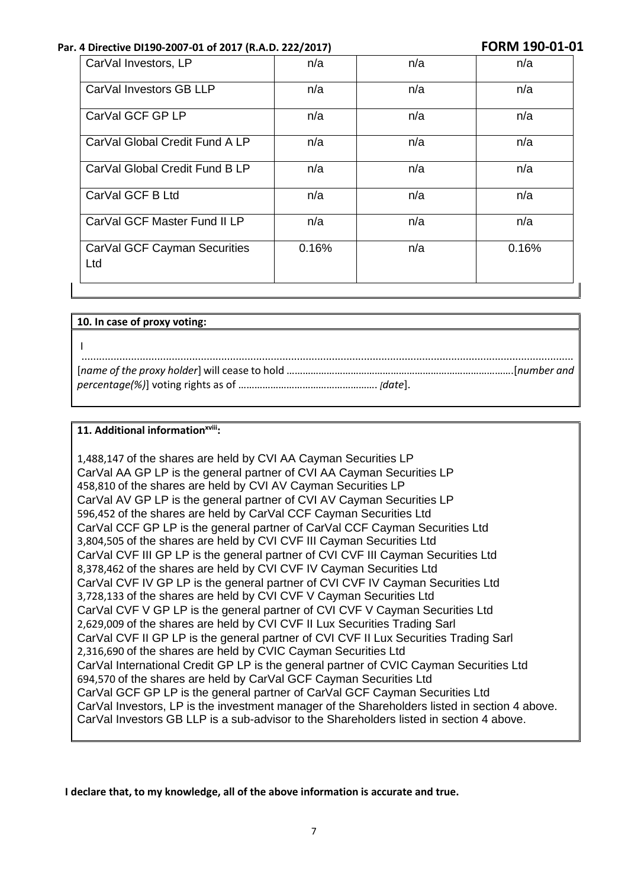| | | | |
|---|---|---|---|
| CarVal Investors, LP | n/a | n/a | n/a |
| CarVal Investors GB LLP | n/a | n/a | n/a |
| CarVal GCF GP LP | n/a | n/a | n/a |
| CarVal Global Credit Fund A LP | n/a | n/a | n/a |
| CarVal Global Credit Fund B LP | n/a | n/a | n/a |
| CarVal GCF B Ltd | n/a | n/a | n/a |
| CarVal GCF Master Fund II LP | n/a | n/a | n/a |
| CarVal GCF Cayman Securities Ltd | 0.16% | n/a | 0.16% |

**10. In case of proxy voting:**

I ..................................................................................................................................................... [*name of the proxy holder*] will cease to hold ………………………………………………………………………….[*number and percentage(%)*] voting rights as of ……………………………………………. [*date*].

**11. Additional information[xviii]:**

1,488,147 of the shares are held by CVI AA Cayman Securities LP
CarVal AA GP LP is the general partner of CVI AA Cayman Securities LP
458,810 of the shares are held by CVI AV Cayman Securities LP
CarVal AV GP LP is the general partner of CVI AV Cayman Securities LP
596,452 of the shares are held by CarVal CCF Cayman Securities Ltd
CarVal CCF GP LP is the general partner of CarVal CCF Cayman Securities Ltd
3,804,505 of the shares are held by CVI CVF III Cayman Securities Ltd
CarVal CVF III GP LP is the general partner of CVI CVF III Cayman Securities Ltd
8,378,462 of the shares are held by CVI CVF IV Cayman Securities Ltd
CarVal CVF IV GP LP is the general partner of CVI CVF IV Cayman Securities Ltd
3,728,133 of the shares are held by CVI CVF V Cayman Securities Ltd
CarVal CVF V GP LP is the general partner of CVI CVF V Cayman Securities Ltd
2,629,009 of the shares are held by CVI CVF II Lux Securities Trading Sarl
CarVal CVF II GP LP is the general partner of CVI CVF II Lux Securities Trading Sarl
2,316,690 of the shares are held by CVIC Cayman Securities Ltd
CarVal International Credit GP LP is the general partner of CVIC Cayman Securities Ltd
694,570 of the shares are held by CarVal GCF Cayman Securities Ltd
CarVal GCF GP LP is the general partner of CarVal GCF Cayman Securities Ltd
CarVal Investors, LP is the investment manager of the Shareholders listed in section 4 above.
CarVal Investors GB LLP is a sub-advisor to the Shareholders listed in section 4 above.

**I declare that, to my knowledge, all of the above information is accurate and true.**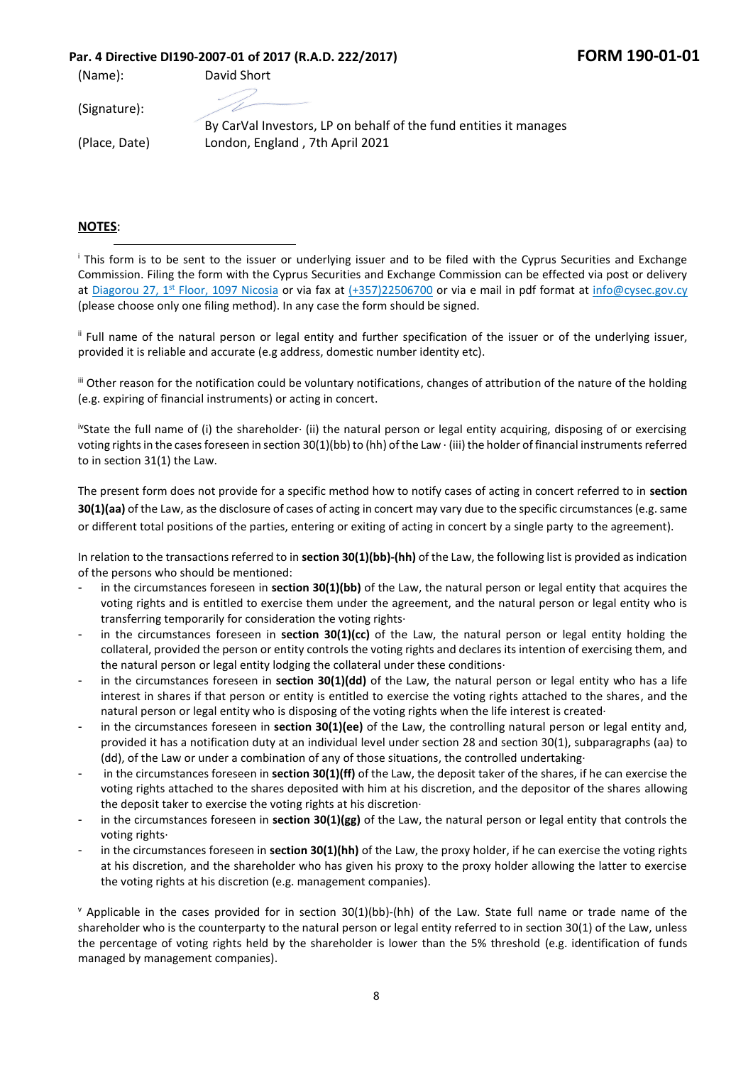**Par. 4 Directive DI190-2007-01 of 2017 (R.A.D. 222/2017)** **FORM 190-01-01**

(Name): David Short

(Signature):

By CarVal Investors, LP on behalf of the fund entities it manages

(Place, Date) London, England , 7th April 2021

**NOTES**:

---

[i] This form is to be sent to the issuer or underlying issuer and to be filed with the Cyprus Securities and Exchange Commission. Filing the form with the Cyprus Securities and Exchange Commission can be effected via post or delivery at Diagorou 27, 1st Floor, 1097 Nicosia or via fax at (+357)22506700 or via e mail in pdf format at info@cysec.gov.cy (please choose only one filing method). In any case the form should be signed.

[ii] Full name of the natural person or legal entity and further specification of the issuer or of the underlying issuer, provided it is reliable and accurate (e.g address, domestic number identity etc).

[iii] Other reason for the notification could be voluntary notifications, changes of attribution of the nature of the holding (e.g. expiring of financial instruments) or acting in concert.

[iv]State the full name of (i) the shareholder· (ii) the natural person or legal entity acquiring, disposing of or exercising voting rights in the cases foreseen in section 30(1)(bb) to (hh) of the Law · (iii) the holder of financial instruments referred to in section 31(1) the Law.

The present form does not provide for a specific method how to notify cases of acting in concert referred to in **section 30(1)(aa)** of the Law, as the disclosure of cases of acting in concert may vary due to the specific circumstances (e.g. same or different total positions of the parties, entering or exiting of acting in concert by a single party to the agreement).

In relation to the transactions referred to in **section 30(1)(bb)-(hh)** of the Law, the following list is provided as indication of the persons who should be mentioned:

- in the circumstances foreseen in **section 30(1)(bb)** of the Law, the natural person or legal entity that acquires the voting rights and is entitled to exercise them under the agreement, and the natural person or legal entity who is transferring temporarily for consideration the voting rights·
- in the circumstances foreseen in **section 30(1)(cc)** of the Law, the natural person or legal entity holding the collateral, provided the person or entity controls the voting rights and declares its intention of exercising them, and the natural person or legal entity lodging the collateral under these conditions·
- in the circumstances foreseen in **section 30(1)(dd)** of the Law, the natural person or legal entity who has a life interest in shares if that person or entity is entitled to exercise the voting rights attached to the shares, and the natural person or legal entity who is disposing of the voting rights when the life interest is created·
- in the circumstances foreseen in **section 30(1)(ee)** of the Law, the controlling natural person or legal entity and, provided it has a notification duty at an individual level under section 28 and section 30(1), subparagraphs (aa) to (dd), of the Law or under a combination of any of those situations, the controlled undertaking·
- in the circumstances foreseen in **section 30(1)(ff)** of the Law, the deposit taker of the shares, if he can exercise the voting rights attached to the shares deposited with him at his discretion, and the depositor of the shares allowing the deposit taker to exercise the voting rights at his discretion·
- in the circumstances foreseen in **section 30(1)(gg)** of the Law, the natural person or legal entity that controls the voting rights·
- in the circumstances foreseen in **section 30(1)(hh)** of the Law, the proxy holder, if he can exercise the voting rights at his discretion, and the shareholder who has given his proxy to the proxy holder allowing the latter to exercise the voting rights at his discretion (e.g. management companies).

[v] Applicable in the cases provided for in section 30(1)(bb)-(hh) of the Law. State full name or trade name of the shareholder who is the counterparty to the natural person or legal entity referred to in section 30(1) of the Law, unless the percentage of voting rights held by the shareholder is lower than the 5% threshold (e.g. identification of funds managed by management companies).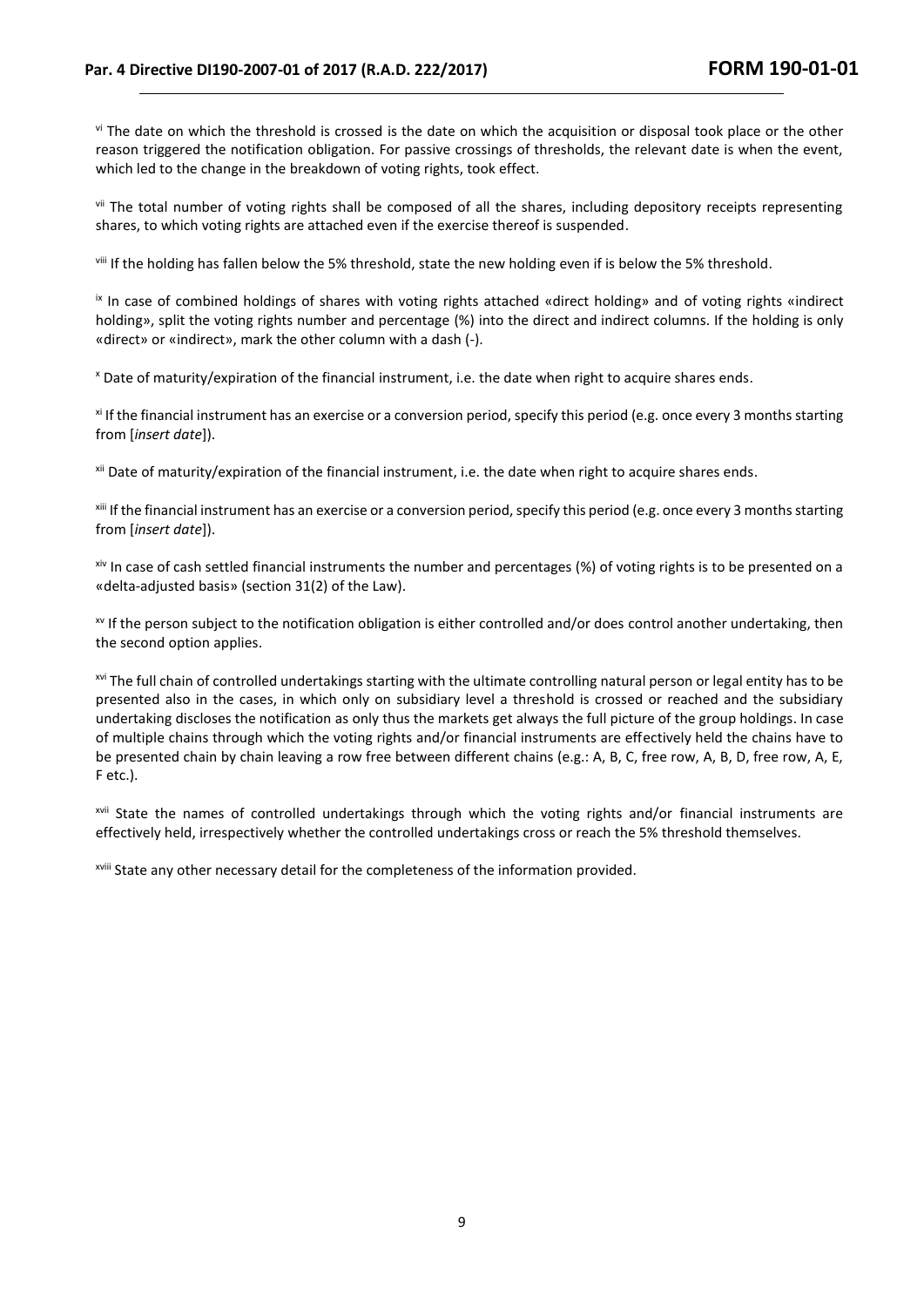[vi] The date on which the threshold is crossed is the date on which the acquisition or disposal took place or the other reason triggered the notification obligation. For passive crossings of thresholds, the relevant date is when the event, which led to the change in the breakdown of voting rights, took effect.

[vii] The total number of voting rights shall be composed of all the shares, including depository receipts representing shares, to which voting rights are attached even if the exercise thereof is suspended.

[viii] If the holding has fallen below the 5% threshold, state the new holding even if is below the 5% threshold.

[ix] In case of combined holdings of shares with voting rights attached «direct holding» and of voting rights «indirect holding», split the voting rights number and percentage (%) into the direct and indirect columns. If the holding is only «direct» or «indirect», mark the other column with a dash (-).

[x] Date of maturity/expiration of the financial instrument, i.e. the date when right to acquire shares ends.

[xi] If the financial instrument has an exercise or a conversion period, specify this period (e.g. once every 3 months starting from [*insert date*]).

[xii] Date of maturity/expiration of the financial instrument, i.e. the date when right to acquire shares ends.

[xiii] If the financial instrument has an exercise or a conversion period, specify this period (e.g. once every 3 months starting from [*insert date*]).

[xiv] In case of cash settled financial instruments the number and percentages (%) of voting rights is to be presented on a «delta-adjusted basis» (section 31(2) of the Law).

[xv] If the person subject to the notification obligation is either controlled and/or does control another undertaking, then the second option applies.

[xvi] The full chain of controlled undertakings starting with the ultimate controlling natural person or legal entity has to be presented also in the cases, in which only on subsidiary level a threshold is crossed or reached and the subsidiary undertaking discloses the notification as only thus the markets get always the full picture of the group holdings. In case of multiple chains through which the voting rights and/or financial instruments are effectively held the chains have to be presented chain by chain leaving a row free between different chains (e.g.: A, B, C, free row, A, B, D, free row, A, E, F etc.).

[xvii] State the names of controlled undertakings through which the voting rights and/or financial instruments are effectively held, irrespectively whether the controlled undertakings cross or reach the 5% threshold themselves.

[xviii] State any other necessary detail for the completeness of the information provided.